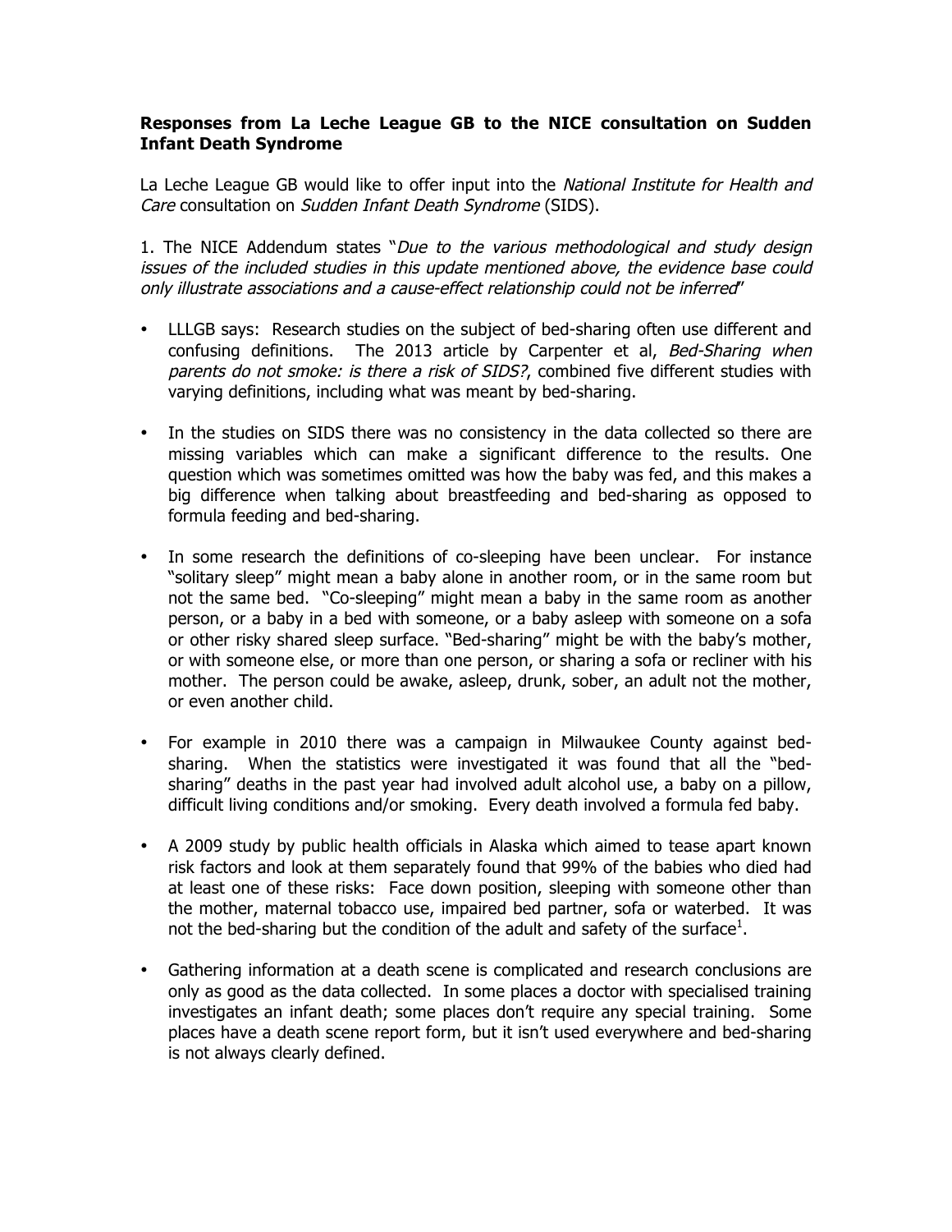**Responses from La Leche League GB to the NICE consultation on Sudden Infant Death Syndrome**

La Leche League GB would like to offer input into the *National Institute for Health and Care* consultation on *Sudden Infant Death Syndrome* (SIDS).

1. The NICE Addendum states "*Due to the various methodological and study design issues of the included studies in this update mentioned above, the evidence base could only illustrate associations and a cause-effect relationship could not be inferred*"

- LLLGB says: Research studies on the subject of bed-sharing often use different and confusing definitions. The 2013 article by Carpenter et al, *Bed-Sharing when parents do not smoke: is there a risk of SIDS?*, combined five different studies with varying definitions, including what was meant by bed-sharing.
- In the studies on SIDS there was no consistency in the data collected so there are missing variables which can make a significant difference to the results. One question which was sometimes omitted was how the baby was fed, and this makes a big difference when talking about breastfeeding and bed-sharing as opposed to formula feeding and bed-sharing.
- In some research the definitions of co-sleeping have been unclear. For instance "solitary sleep" might mean a baby alone in another room, or in the same room but not the same bed. "Co-sleeping" might mean a baby in the same room as another person, or a baby in a bed with someone, or a baby asleep with someone on a sofa or other risky shared sleep surface. "Bed-sharing" might be with the baby's mother, or with someone else, or more than one person, or sharing a sofa or recliner with his mother. The person could be awake, asleep, drunk, sober, an adult not the mother, or even another child.
- For example in 2010 there was a campaign in Milwaukee County against bed-sharing. When the statistics were investigated it was found that all the "bed-sharing" deaths in the past year had involved adult alcohol use, a baby on a pillow, difficult living conditions and/or smoking. Every death involved a formula fed baby.
- A 2009 study by public health officials in Alaska which aimed to tease apart known risk factors and look at them separately found that 99% of the babies who died had at least one of these risks: Face down position, sleeping with someone other than the mother, maternal tobacco use, impaired bed partner, sofa or waterbed. It was not the bed-sharing but the condition of the adult and safety of the surface[1].
- Gathering information at a death scene is complicated and research conclusions are only as good as the data collected. In some places a doctor with specialised training investigates an infant death; some places don't require any special training. Some places have a death scene report form, but it isn't used everywhere and bed-sharing is not always clearly defined.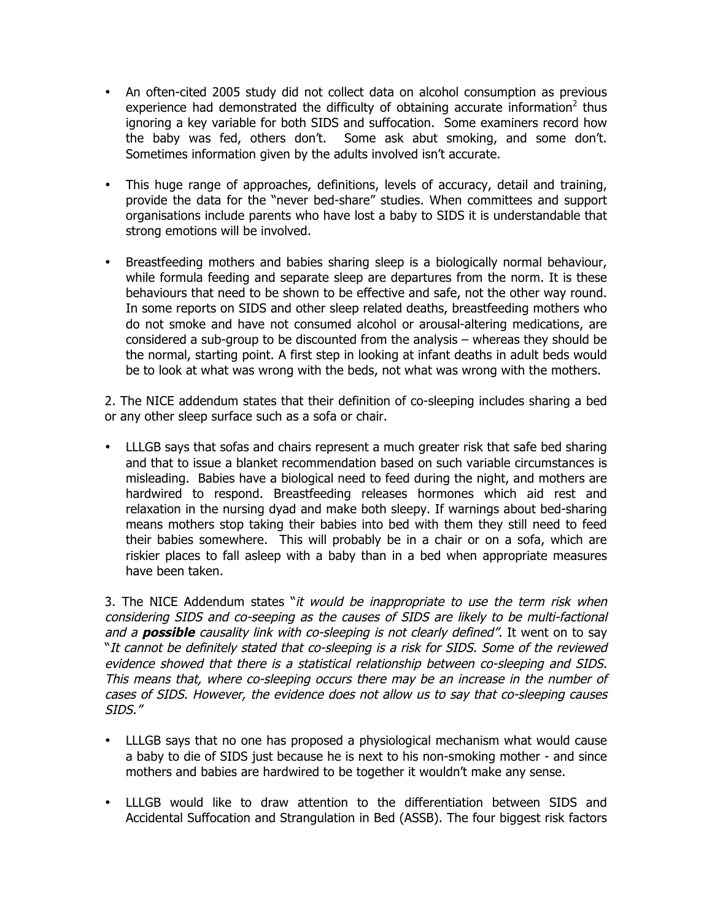- An often-cited 2005 study did not collect data on alcohol consumption as previous experience had demonstrated the difficulty of obtaining accurate information[2] thus ignoring a key variable for both SIDS and suffocation. Some examiners record how the baby was fed, others don't. Some ask abut smoking, and some don't. Sometimes information given by the adults involved isn't accurate.

- This huge range of approaches, definitions, levels of accuracy, detail and training, provide the data for the "never bed-share" studies. When committees and support organisations include parents who have lost a baby to SIDS it is understandable that strong emotions will be involved.

- Breastfeeding mothers and babies sharing sleep is a biologically normal behaviour, while formula feeding and separate sleep are departures from the norm. It is these behaviours that need to be shown to be effective and safe, not the other way round. In some reports on SIDS and other sleep related deaths, breastfeeding mothers who do not smoke and have not consumed alcohol or arousal-altering medications, are considered a sub-group to be discounted from the analysis – whereas they should be the normal, starting point. A first step in looking at infant deaths in adult beds would be to look at what was wrong with the beds, not what was wrong with the mothers.

2. The NICE addendum states that their definition of co-sleeping includes sharing a bed or any other sleep surface such as a sofa or chair.

- LLLGB says that sofas and chairs represent a much greater risk that safe bed sharing and that to issue a blanket recommendation based on such variable circumstances is misleading. Babies have a biological need to feed during the night, and mothers are hardwired to respond. Breastfeeding releases hormones which aid rest and relaxation in the nursing dyad and make both sleepy. If warnings about bed-sharing means mothers stop taking their babies into bed with them they still need to feed their babies somewhere. This will probably be in a chair or on a sofa, which are riskier places to fall asleep with a baby than in a bed when appropriate measures have been taken.

3. The NICE Addendum states "*it would be inappropriate to use the term risk when considering SIDS and co-seeping as the causes of SIDS are likely to be multi-factional and a **possible** causality link with co-sleeping is not clearly defined".* It went on to say "*It cannot be definitely stated that co-sleeping is a risk for SIDS. Some of the reviewed evidence showed that there is a statistical relationship between co-sleeping and SIDS. This means that, where co-sleeping occurs there may be an increase in the number of cases of SIDS. However, the evidence does not allow us to say that co-sleeping causes SIDS."*

- LLLGB says that no one has proposed a physiological mechanism what would cause a baby to die of SIDS just because he is next to his non-smoking mother - and since mothers and babies are hardwired to be together it wouldn't make any sense.

- LLLGB would like to draw attention to the differentiation between SIDS and Accidental Suffocation and Strangulation in Bed (ASSB). The four biggest risk factors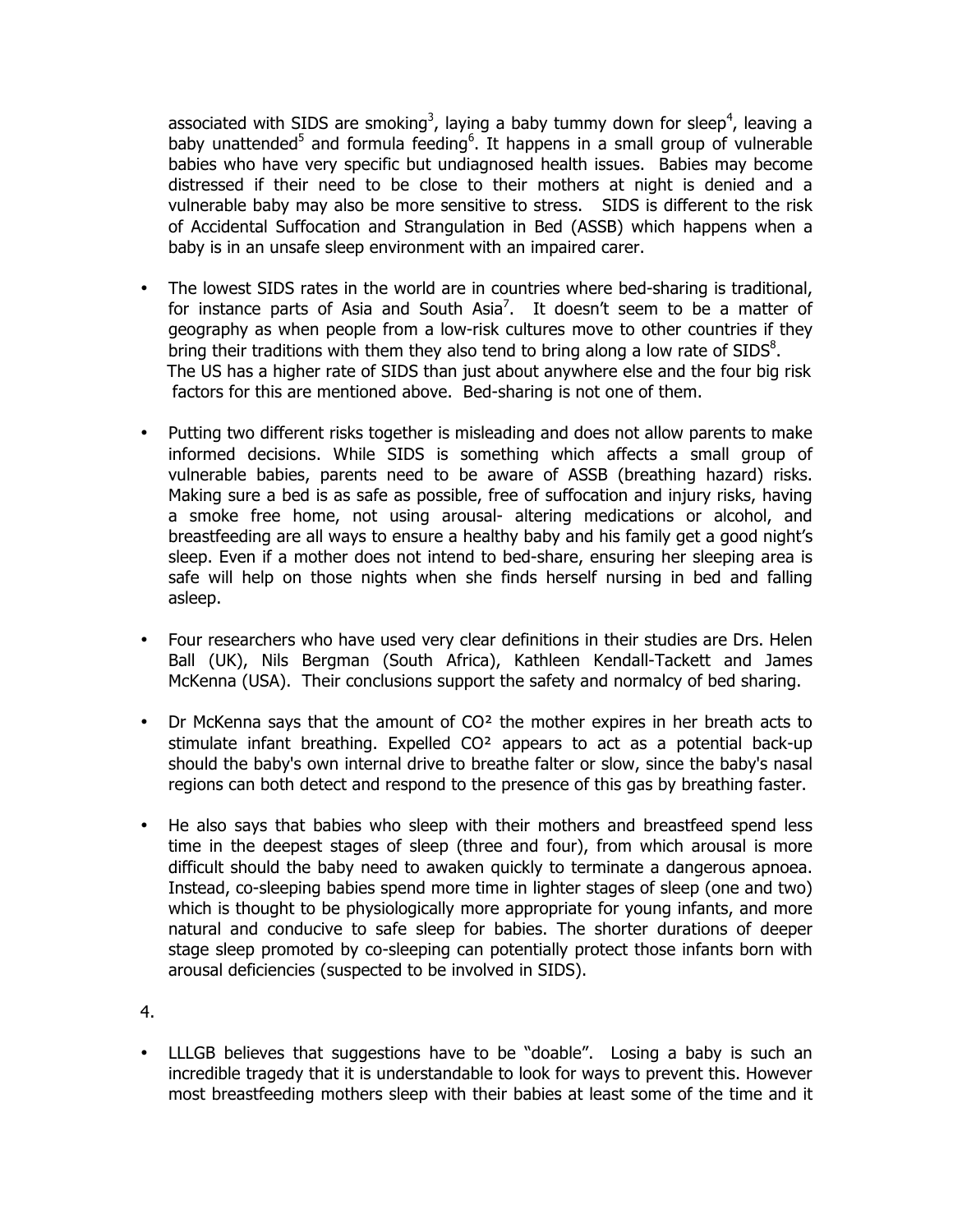associated with SIDS are smoking[3], laying a baby tummy down for sleep[4], leaving a baby unattended[5] and formula feeding[6]. It happens in a small group of vulnerable babies who have very specific but undiagnosed health issues. Babies may become distressed if their need to be close to their mothers at night is denied and a vulnerable baby may also be more sensitive to stress. SIDS is different to the risk of Accidental Suffocation and Strangulation in Bed (ASSB) which happens when a baby is in an unsafe sleep environment with an impaired carer.

- The lowest SIDS rates in the world are in countries where bed-sharing is traditional, for instance parts of Asia and South Asia[7]. It doesn't seem to be a matter of geography as when people from a low-risk cultures move to other countries if they bring their traditions with them they also tend to bring along a low rate of SIDS[8]. The US has a higher rate of SIDS than just about anywhere else and the four big risk factors for this are mentioned above. Bed-sharing is not one of them.

- Putting two different risks together is misleading and does not allow parents to make informed decisions. While SIDS is something which affects a small group of vulnerable babies, parents need to be aware of ASSB (breathing hazard) risks. Making sure a bed is as safe as possible, free of suffocation and injury risks, having a smoke free home, not using arousal- altering medications or alcohol, and breastfeeding are all ways to ensure a healthy baby and his family get a good night's sleep. Even if a mother does not intend to bed-share, ensuring her sleeping area is safe will help on those nights when she finds herself nursing in bed and falling asleep.

- Four researchers who have used very clear definitions in their studies are Drs. Helen Ball (UK), Nils Bergman (South Africa), Kathleen Kendall-Tackett and James McKenna (USA). Their conclusions support the safety and normalcy of bed sharing.

- Dr McKenna says that the amount of $CO^2$ the mother expires in her breath acts to stimulate infant breathing. Expelled $CO^2$ appears to act as a potential back-up should the baby's own internal drive to breathe falter or slow, since the baby's nasal regions can both detect and respond to the presence of this gas by breathing faster.

- He also says that babies who sleep with their mothers and breastfeed spend less time in the deepest stages of sleep (three and four), from which arousal is more difficult should the baby need to awaken quickly to terminate a dangerous apnoea. Instead, co-sleeping babies spend more time in lighter stages of sleep (one and two) which is thought to be physiologically more appropriate for young infants, and more natural and conducive to safe sleep for babies. The shorter durations of deeper stage sleep promoted by co-sleeping can potentially protect those infants born with arousal deficiencies (suspected to be involved in SIDS).

4.

- LLLGB believes that suggestions have to be "doable". Losing a baby is such an incredible tragedy that it is understandable to look for ways to prevent this. However most breastfeeding mothers sleep with their babies at least some of the time and it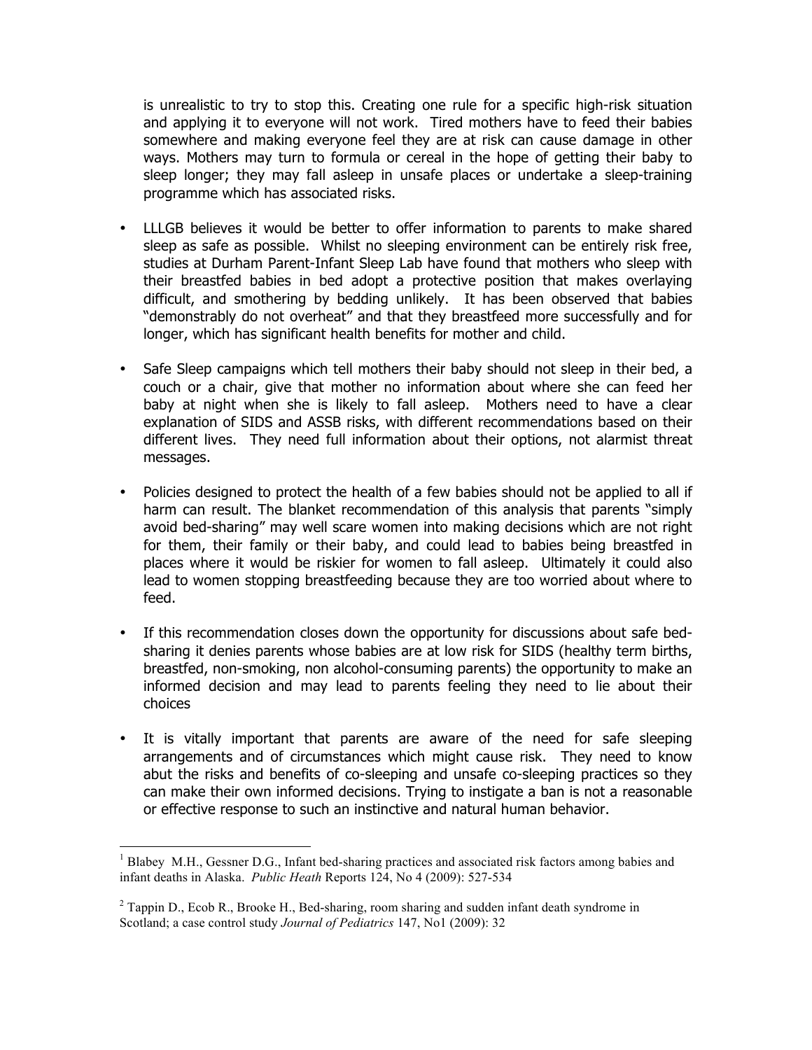is unrealistic to try to stop this. Creating one rule for a specific high-risk situation and applying it to everyone will not work. Tired mothers have to feed their babies somewhere and making everyone feel they are at risk can cause damage in other ways. Mothers may turn to formula or cereal in the hope of getting their baby to sleep longer; they may fall asleep in unsafe places or undertake a sleep-training programme which has associated risks.

- LLLGB believes it would be better to offer information to parents to make shared sleep as safe as possible. Whilst no sleeping environment can be entirely risk free, studies at Durham Parent-Infant Sleep Lab have found that mothers who sleep with their breastfed babies in bed adopt a protective position that makes overlaying difficult, and smothering by bedding unlikely. It has been observed that babies "demonstrably do not overheat" and that they breastfeed more successfully and for longer, which has significant health benefits for mother and child.

- Safe Sleep campaigns which tell mothers their baby should not sleep in their bed, a couch or a chair, give that mother no information about where she can feed her baby at night when she is likely to fall asleep. Mothers need to have a clear explanation of SIDS and ASSB risks, with different recommendations based on their different lives. They need full information about their options, not alarmist threat messages.

- Policies designed to protect the health of a few babies should not be applied to all if harm can result. The blanket recommendation of this analysis that parents "simply avoid bed-sharing" may well scare women into making decisions which are not right for them, their family or their baby, and could lead to babies being breastfed in places where it would be riskier for women to fall asleep. Ultimately it could also lead to women stopping breastfeeding because they are too worried about where to feed.

- If this recommendation closes down the opportunity for discussions about safe bed-sharing it denies parents whose babies are at low risk for SIDS (healthy term births, breastfed, non-smoking, non alcohol-consuming parents) the opportunity to make an informed decision and may lead to parents feeling they need to lie about their choices

- It is vitally important that parents are aware of the need for safe sleeping arrangements and of circumstances which might cause risk. They need to know abut the risks and benefits of co-sleeping and unsafe co-sleeping practices so they can make their own informed decisions. Trying to instigate a ban is not a reasonable or effective response to such an instinctive and natural human behavior.

---

[1] Blabey M.H., Gessner D.G., Infant bed-sharing practices and associated risk factors among babies and infant deaths in Alaska. *Public Heath* Reports 124, No 4 (2009): 527-534

[2] Tappin D., Ecob R., Brooke H., Bed-sharing, room sharing and sudden infant death syndrome in Scotland; a case control study *Journal of Pediatrics* 147, No1 (2009): 32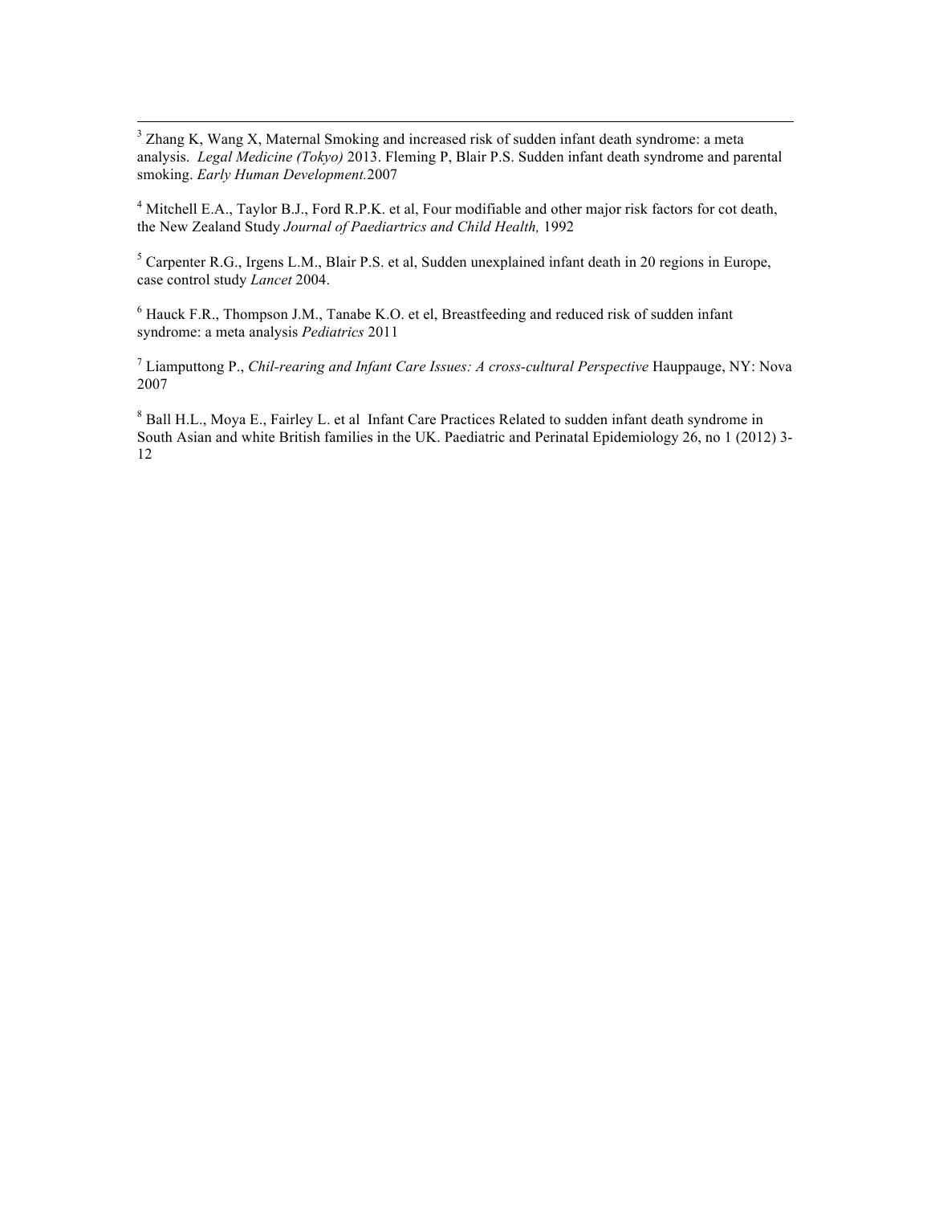[3] Zhang K, Wang X, Maternal Smoking and increased risk of sudden infant death syndrome: a meta analysis. *Legal Medicine (Tokyo)* 2013. Fleming P, Blair P.S. Sudden infant death syndrome and parental smoking. *Early Human Development.*2007

[4] Mitchell E.A., Taylor B.J., Ford R.P.K. et al, Four modifiable and other major risk factors for cot death, the New Zealand Study *Journal of Paediartrics and Child Health,* 1992

[5] Carpenter R.G., Irgens L.M., Blair P.S. et al, Sudden unexplained infant death in 20 regions in Europe, case control study *Lancet* 2004.

[6] Hauck F.R., Thompson J.M., Tanabe K.O. et el, Breastfeeding and reduced risk of sudden infant syndrome: a meta analysis *Pediatrics* 2011

[7] Liamputtong P., *Chil-rearing and Infant Care Issues: A cross-cultural Perspective* Hauppauge, NY: Nova 2007

[8] Ball H.L., Moya E., Fairley L. et al Infant Care Practices Related to sudden infant death syndrome in South Asian and white British families in the UK. Paediatric and Perinatal Epidemiology 26, no 1 (2012) 3-12